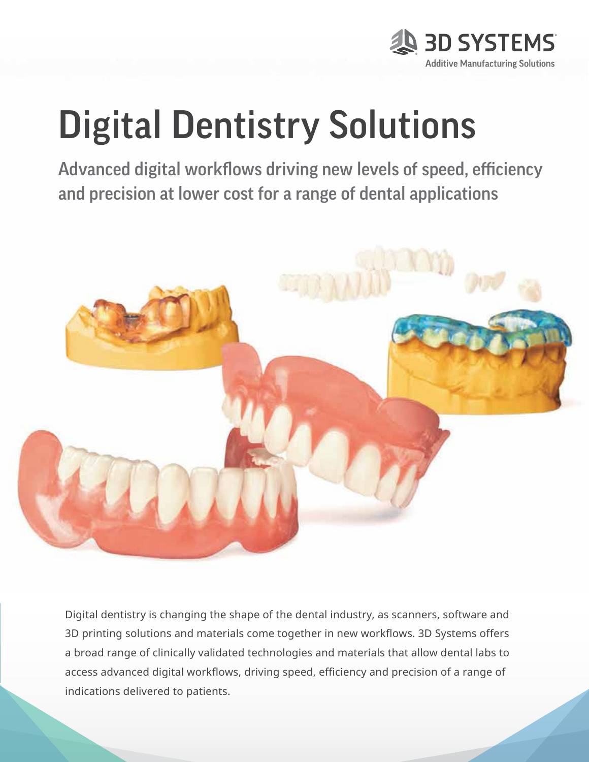# Digital Dentistry Solutions

## Advanced digital workflows driving new levels of speed, efficiency and precision at lower cost for a range of dental applications

Digital dentistry is changing the shape of the dental industry, as scanners, software and 3D printing solutions and materials come together in new workflows. 3D Systems offers a broad range of clinically validated technologies and materials that allow dental labs to access advanced digital workflows, driving speed, efficiency and precision of a range of indications delivered to patients.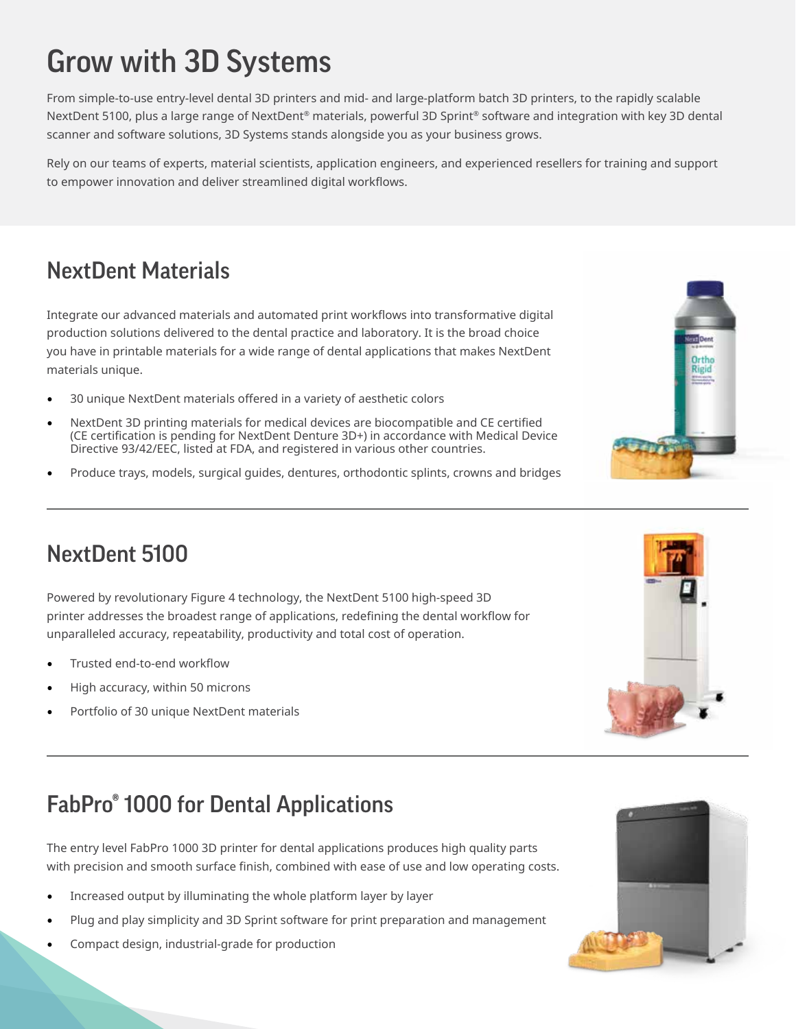# Grow with 3D Systems

From simple-to-use entry-level dental 3D printers and mid- and large-platform batch 3D printers, to the rapidly scalable NextDent 5100, plus a large range of NextDent® materials, powerful 3D Sprint® software and integration with key 3D dental scanner and software solutions, 3D Systems stands alongside you as your business grows.

Rely on our teams of experts, material scientists, application engineers, and experienced resellers for training and support to empower innovation and deliver streamlined digital workflows.

## NextDent Materials

Integrate our advanced materials and automated print workflows into transformative digital production solutions delivered to the dental practice and laboratory. It is the broad choice you have in printable materials for a wide range of dental applications that makes NextDent materials unique.

- 30 unique NextDent materials offered in a variety of aesthetic colors
- NextDent 3D printing materials for medical devices are biocompatible and CE certified (CE certification is pending for NextDent Denture 3D+) in accordance with Medical Device Directive 93/42/EEC, listed at FDA, and registered in various other countries.
- Produce trays, models, surgical guides, dentures, orthodontic splints, crowns and bridges

## NextDent 5100

Powered by revolutionary Figure 4 technology, the NextDent 5100 high-speed 3D printer addresses the broadest range of applications, redefining the dental workflow for unparalleled accuracy, repeatability, productivity and total cost of operation.

- Trusted end-to-end workflow
- High accuracy, within 50 microns
- Portfolio of 30 unique NextDent materials

## FabPro® 1000 for Dental Applications

The entry level FabPro 1000 3D printer for dental applications produces high quality parts with precision and smooth surface finish, combined with ease of use and low operating costs.

- Increased output by illuminating the whole platform layer by layer
- Plug and play simplicity and 3D Sprint software for print preparation and management
- Compact design, industrial-grade for production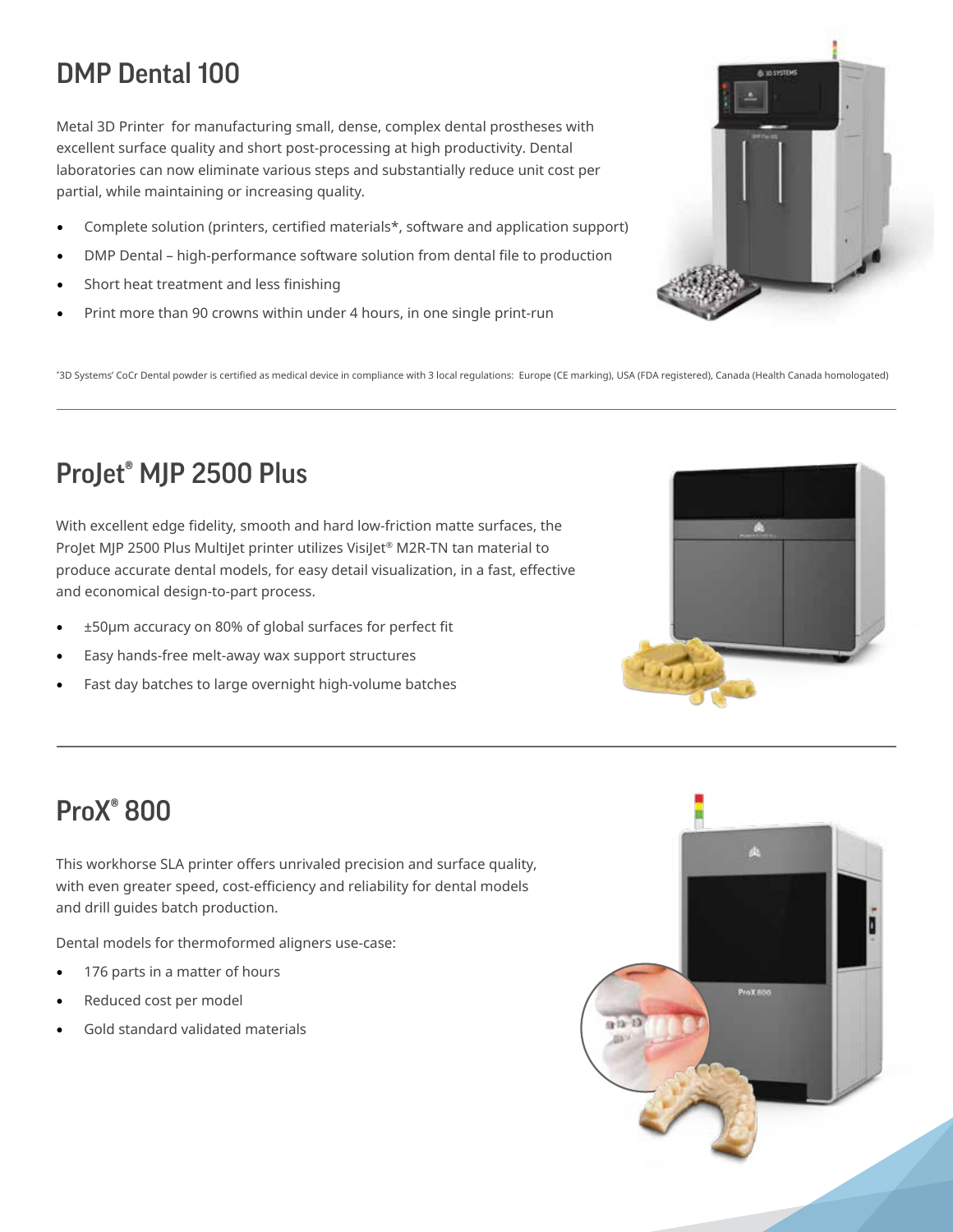## DMP Dental 100

Metal 3D Printer for manufacturing small, dense, complex dental prostheses with excellent surface quality and short post-processing at high productivity. Dental laboratories can now eliminate various steps and substantially reduce unit cost per partial, while maintaining or increasing quality.

- Complete solution (printers, certified materials*, software and application support)
- DMP Dental – high-performance software solution from dental file to production
- Short heat treatment and less finishing
- Print more than 90 crowns within under 4 hours, in one single print-run

*3D Systems' CoCr Dental powder is certified as medical device in compliance with 3 local regulations: Europe (CE marking), USA (FDA registered), Canada (Health Canada homologated)

---

## ProJet® MJP 2500 Plus

With excellent edge fidelity, smooth and hard low-friction matte surfaces, the ProJet MJP 2500 Plus MultiJet printer utilizes VisiJet® M2R-TN tan material to produce accurate dental models, for easy detail visualization, in a fast, effective and economical design-to-part process.

- ±50μm accuracy on 80% of global surfaces for perfect fit
- Easy hands-free melt-away wax support structures
- Fast day batches to large overnight high-volume batches

---

## ProX® 800

This workhorse SLA printer offers unrivaled precision and surface quality, with even greater speed, cost-efficiency and reliability for dental models and drill guides batch production.

Dental models for thermoformed aligners use-case:

- 176 parts in a matter of hours
- Reduced cost per model
- Gold standard validated materials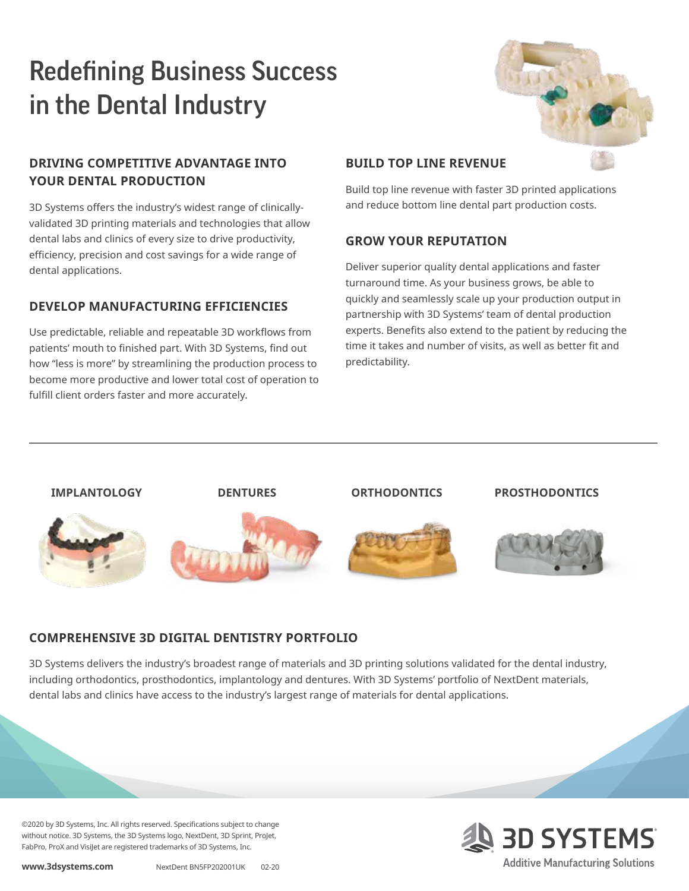# Redefining Business Success in the Dental Industry

## DRIVING COMPETITIVE ADVANTAGE INTO YOUR DENTAL PRODUCTION

3D Systems offers the industry's widest range of clinically-validated 3D printing materials and technologies that allow dental labs and clinics of every size to drive productivity, efficiency, precision and cost savings for a wide range of dental applications.

## DEVELOP MANUFACTURING EFFICIENCIES

Use predictable, reliable and repeatable 3D workflows from patients' mouth to finished part. With 3D Systems, find out how "less is more" by streamlining the production process to become more productive and lower total cost of operation to fulfill client orders faster and more accurately.

## BUILD TOP LINE REVENUE

Build top line revenue with faster 3D printed applications and reduce bottom line dental part production costs.

## GROW YOUR REPUTATION

Deliver superior quality dental applications and faster turnaround time. As your business grows, be able to quickly and seamlessly scale up your production output in partnership with 3D Systems' team of dental production experts. Benefits also extend to the patient by reducing the time it takes and number of visits, as well as better fit and predictability.

**IMPLANTOLOGY** **DENTURES** **ORTHODONTICS** **PROSTHODONTICS**

## COMPREHENSIVE 3D DIGITAL DENTISTRY PORTFOLIO

3D Systems delivers the industry's broadest range of materials and 3D printing solutions validated for the dental industry, including orthodontics, prosthodontics, implantology and dentures. With 3D Systems' portfolio of NextDent materials, dental labs and clinics have access to the industry's largest range of materials for dental applications.

©2020 by 3D Systems, Inc. All rights reserved. Specifications subject to change without notice. 3D Systems, the 3D Systems logo, NextDent, 3D Sprint, ProJet, FabPro, ProX and VisiJet are registered trademarks of 3D Systems, Inc.

**www.3dsystems.com** NextDent BN5FP202001UK 02-20

3D SYSTEMS
Additive Manufacturing Solutions